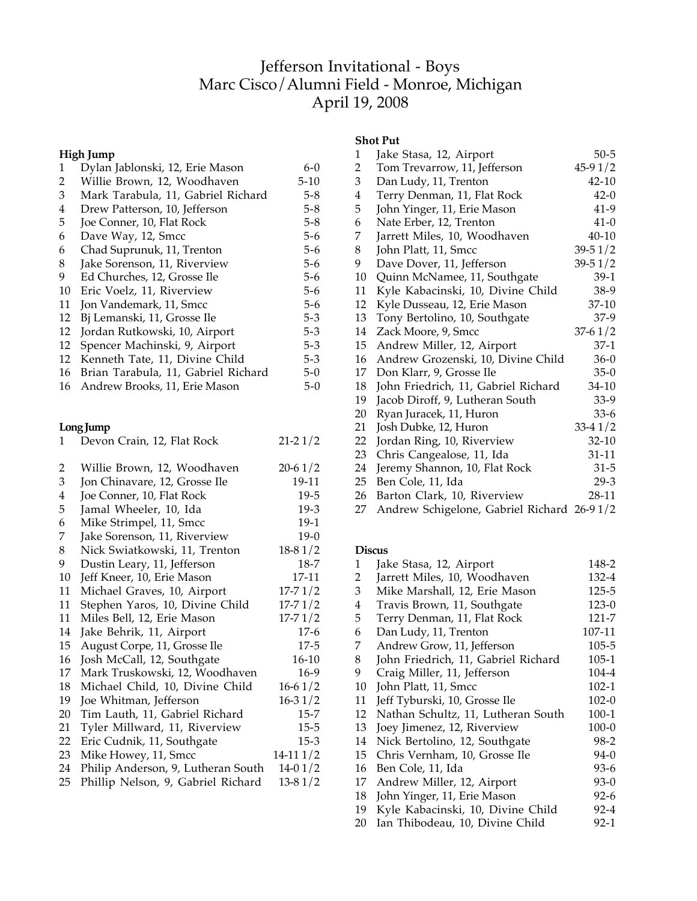# Jefferson Invitational - Boys
## Marc Cisco/Alumni Field - Monroe, Michigan
## April 19, 2008

### High Jump

| Place | Name | Mark |
|---|---|---|
| 1 | Dylan Jablonski, 12, Erie Mason | 6-0 |
| 2 | Willie Brown, 12, Woodhaven | 5-10 |
| 3 | Mark Tarabula, 11, Gabriel Richard | 5-8 |
| 4 | Drew Patterson, 10, Jefferson | 5-8 |
| 5 | Joe Conner, 10, Flat Rock | 5-8 |
| 6 | Dave Way, 12, Smcc | 5-6 |
| 6 | Chad Suprunuk, 11, Trenton | 5-6 |
| 8 | Jake Sorenson, 11, Riverview | 5-6 |
| 9 | Ed Churches, 12, Grosse Ile | 5-6 |
| 10 | Eric Voelz, 11, Riverview | 5-6 |
| 11 | Jon Vandemark, 11, Smcc | 5-6 |
| 12 | Bj Lemanski, 11, Grosse Ile | 5-3 |
| 12 | Jordan Rutkowski, 10, Airport | 5-3 |
| 12 | Spencer Machinski, 9, Airport | 5-3 |
| 12 | Kenneth Tate, 11, Divine Child | 5-3 |
| 16 | Brian Tarabula, 11, Gabriel Richard | 5-0 |
| 16 | Andrew Brooks, 11, Erie Mason | 5-0 |

### Long Jump

| Place | Name | Mark |
|---|---|---|
| 1 | Devon Crain, 12, Flat Rock | 21-2 1/2 |
| 2 | Willie Brown, 12, Woodhaven | 20-6 1/2 |
| 3 | Jon Chinavare, 12, Grosse Ile | 19-11 |
| 4 | Joe Conner, 10, Flat Rock | 19-5 |
| 5 | Jamal Wheeler, 10, Ida | 19-3 |
| 6 | Mike Strimpel, 11, Smcc | 19-1 |
| 7 | Jake Sorenson, 11, Riverview | 19-0 |
| 8 | Nick Swiatkowski, 11, Trenton | 18-8 1/2 |
| 9 | Dustin Leary, 11, Jefferson | 18-7 |
| 10 | Jeff Kneer, 10, Erie Mason | 17-11 |
| 11 | Michael Graves, 10, Airport | 17-7 1/2 |
| 11 | Stephen Yaros, 10, Divine Child | 17-7 1/2 |
| 11 | Miles Bell, 12, Erie Mason | 17-7 1/2 |
| 14 | Jake Behrik, 11, Airport | 17-6 |
| 15 | August Corpe, 11, Grosse Ile | 17-5 |
| 16 | Josh McCall, 12, Southgate | 16-10 |
| 17 | Mark Truskowski, 12, Woodhaven | 16-9 |
| 18 | Michael Child, 10, Divine Child | 16-6 1/2 |
| 19 | Joe Whitman, Jefferson | 16-3 1/2 |
| 20 | Tim Lauth, 11, Gabriel Richard | 15-7 |
| 21 | Tyler Millward, 11, Riverview | 15-5 |
| 22 | Eric Cudnik, 11, Southgate | 15-3 |
| 23 | Mike Howey, 11, Smcc | 14-11 1/2 |
| 24 | Philip Anderson, 9, Lutheran South | 14-0 1/2 |
| 25 | Phillip Nelson, 9, Gabriel Richard | 13-8 1/2 |

### Shot Put

| Place | Name | Mark |
|---|---|---|
| 1 | Jake Stasa, 12, Airport | 50-5 |
| 2 | Tom Trevarrow, 11, Jefferson | 45-9 1/2 |
| 3 | Dan Ludy, 11, Trenton | 42-10 |
| 4 | Terry Denman, 11, Flat Rock | 42-0 |
| 5 | John Yinger, 11, Erie Mason | 41-9 |
| 6 | Nate Erber, 12, Trenton | 41-0 |
| 7 | Jarrett Miles, 10, Woodhaven | 40-10 |
| 8 | John Platt, 11, Smcc | 39-5 1/2 |
| 9 | Dave Dover, 11, Jefferson | 39-5 1/2 |
| 10 | Quinn McNamee, 11, Southgate | 39-1 |
| 11 | Kyle Kabacinski, 10, Divine Child | 38-9 |
| 12 | Kyle Dusseau, 12, Erie Mason | 37-10 |
| 13 | Tony Bertolino, 10, Southgate | 37-9 |
| 14 | Zack Moore, 9, Smcc | 37-6 1/2 |
| 15 | Andrew Miller, 12, Airport | 37-1 |
| 16 | Andrew Grozenski, 10, Divine Child | 36-0 |
| 17 | Don Klarr, 9, Grosse Ile | 35-0 |
| 18 | John Friedrich, 11, Gabriel Richard | 34-10 |
| 19 | Jacob Diroff, 9, Lutheran South | 33-9 |
| 20 | Ryan Juracek, 11, Huron | 33-6 |
| 21 | Josh Dubke, 12, Huron | 33-4 1/2 |
| 22 | Jordan Ring, 10, Riverview | 32-10 |
| 23 | Chris Cangealose, 11, Ida | 31-11 |
| 24 | Jeremy Shannon, 10, Flat Rock | 31-5 |
| 25 | Ben Cole, 11, Ida | 29-3 |
| 26 | Barton Clark, 10, Riverview | 28-11 |
| 27 | Andrew Schigelone, Gabriel Richard | 26-9 1/2 |

### Discus

| Place | Name | Mark |
|---|---|---|
| 1 | Jake Stasa, 12, Airport | 148-2 |
| 2 | Jarrett Miles, 10, Woodhaven | 132-4 |
| 3 | Mike Marshall, 12, Erie Mason | 125-5 |
| 4 | Travis Brown, 11, Southgate | 123-0 |
| 5 | Terry Denman, 11, Flat Rock | 121-7 |
| 6 | Dan Ludy, 11, Trenton | 107-11 |
| 7 | Andrew Grow, 11, Jefferson | 105-5 |
| 8 | John Friedrich, 11, Gabriel Richard | 105-1 |
| 9 | Craig Miller, 11, Jefferson | 104-4 |
| 10 | John Platt, 11, Smcc | 102-1 |
| 11 | Jeff Tyburski, 10, Grosse Ile | 102-0 |
| 12 | Nathan Schultz, 11, Lutheran South | 100-1 |
| 13 | Joey Jimenez, 12, Riverview | 100-0 |
| 14 | Nick Bertolino, 12, Southgate | 98-2 |
| 15 | Chris Vernham, 10, Grosse Ile | 94-0 |
| 16 | Ben Cole, 11, Ida | 93-6 |
| 17 | Andrew Miller, 12, Airport | 93-0 |
| 18 | John Yinger, 11, Erie Mason | 92-6 |
| 19 | Kyle Kabacinski, 10, Divine Child | 92-4 |
| 20 | Ian Thibodeau, 10, Divine Child | 92-1 |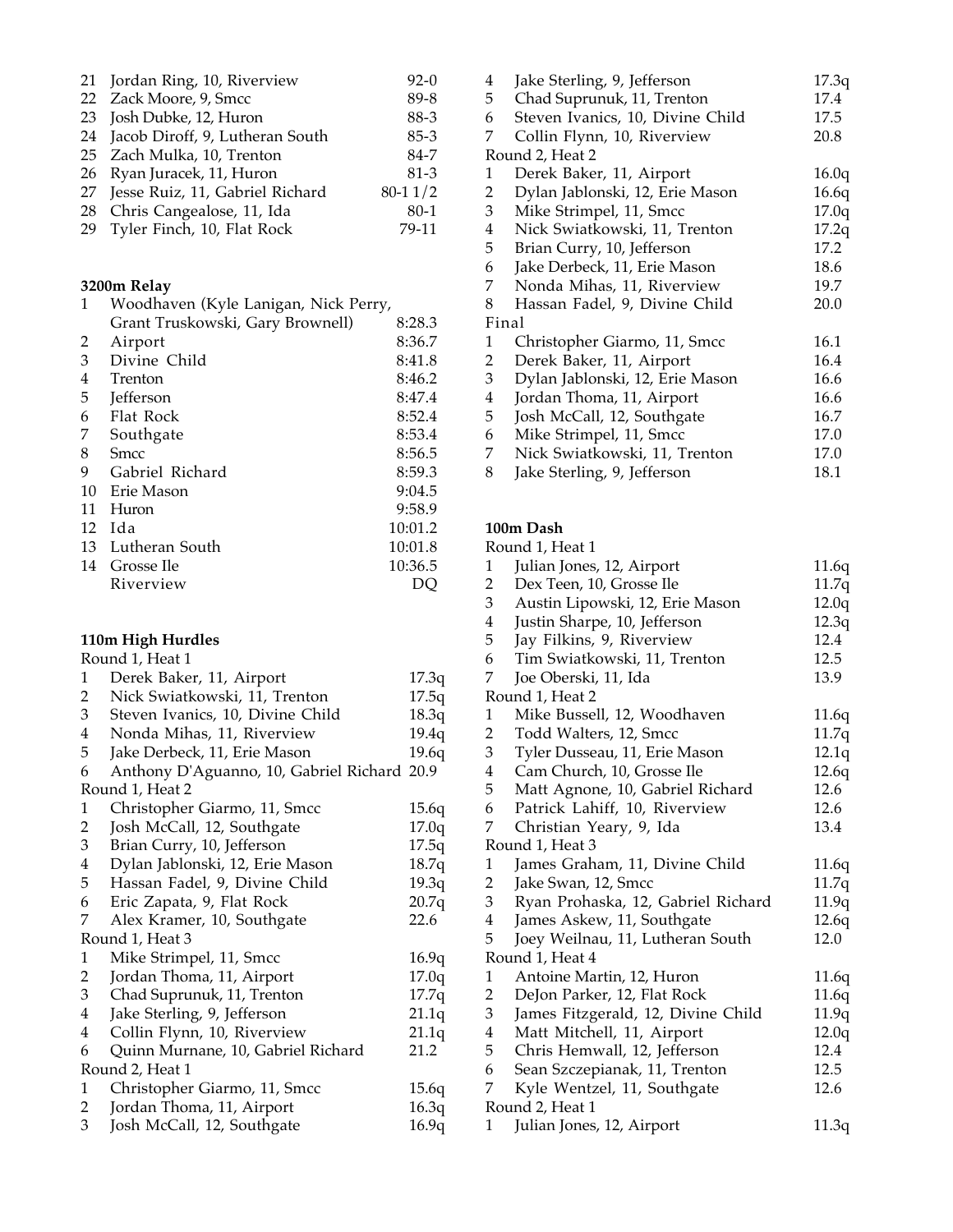| | | |
|---|---|---|
| 21 | Jordan Ring, 10, Riverview | 92-0 |
| 22 | Zack Moore, 9, Smcc | 89-8 |
| 23 | Josh Dubke, 12, Huron | 88-3 |
| 24 | Jacob Diroff, 9, Lutheran South | 85-3 |
| 25 | Zach Mulka, 10, Trenton | 84-7 |
| 26 | Ryan Juracek, 11, Huron | 81-3 |
| 27 | Jesse Ruiz, 11, Gabriel Richard | 80-1 1/2 |
| 28 | Chris Cangealose, 11, Ida | 80-1 |
| 29 | Tyler Finch, 10, Flat Rock | 79-11 |

**3200m Relay**

| | | |
|---|---|---|
| 1 | Woodhaven (Kyle Lanigan, Nick Perry, Grant Truskowski, Gary Brownell) | 8:28.3 |
| 2 | Airport | 8:36.7 |
| 3 | Divine Child | 8:41.8 |
| 4 | Trenton | 8:46.2 |
| 5 | Jefferson | 8:47.4 |
| 6 | Flat Rock | 8:52.4 |
| 7 | Southgate | 8:53.4 |
| 8 | Smcc | 8:56.5 |
| 9 | Gabriel Richard | 8:59.3 |
| 10 | Erie Mason | 9:04.5 |
| 11 | Huron | 9:58.9 |
| 12 | Ida | 10:01.2 |
| 13 | Lutheran South | 10:01.8 |
| 14 | Grosse Ile | 10:36.5 |
| | Riverview | DQ |

**110m High Hurdles**

Round 1, Heat 1

| | | |
|---|---|---|
| 1 | Derek Baker, 11, Airport | 17.3q |
| 2 | Nick Swiatkowski, 11, Trenton | 17.5q |
| 3 | Steven Ivanics, 10, Divine Child | 18.3q |
| 4 | Nonda Mihas, 11, Riverview | 19.4q |
| 5 | Jake Derbeck, 11, Erie Mason | 19.6q |
| 6 | Anthony D'Aguanno, 10, Gabriel Richard | 20.9 |

Round 1, Heat 2

| | | |
|---|---|---|
| 1 | Christopher Giarmo, 11, Smcc | 15.6q |
| 2 | Josh McCall, 12, Southgate | 17.0q |
| 3 | Brian Curry, 10, Jefferson | 17.5q |
| 4 | Dylan Jablonski, 12, Erie Mason | 18.7q |
| 5 | Hassan Fadel, 9, Divine Child | 19.3q |
| 6 | Eric Zapata, 9, Flat Rock | 20.7q |
| 7 | Alex Kramer, 10, Southgate | 22.6 |

Round 1, Heat 3

| | | |
|---|---|---|
| 1 | Mike Strimpel, 11, Smcc | 16.9q |
| 2 | Jordan Thoma, 11, Airport | 17.0q |
| 3 | Chad Suprunuk, 11, Trenton | 17.7q |
| 4 | Jake Sterling, 9, Jefferson | 21.1q |
| 4 | Collin Flynn, 10, Riverview | 21.1q |
| 6 | Quinn Murnane, 10, Gabriel Richard | 21.2 |

Round 2, Heat 1

| | | |
|---|---|---|
| 1 | Christopher Giarmo, 11, Smcc | 15.6q |
| 2 | Jordan Thoma, 11, Airport | 16.3q |
| 3 | Josh McCall, 12, Southgate | 16.9q |
| 4 | Jake Sterling, 9, Jefferson | 17.3q |
| 5 | Chad Suprunuk, 11, Trenton | 17.4 |
| 6 | Steven Ivanics, 10, Divine Child | 17.5 |
| 7 | Collin Flynn, 10, Riverview | 20.8 |

Round 2, Heat 2

| | | |
|---|---|---|
| 1 | Derek Baker, 11, Airport | 16.0q |
| 2 | Dylan Jablonski, 12, Erie Mason | 16.6q |
| 3 | Mike Strimpel, 11, Smcc | 17.0q |
| 4 | Nick Swiatkowski, 11, Trenton | 17.2q |
| 5 | Brian Curry, 10, Jefferson | 17.2 |
| 6 | Jake Derbeck, 11, Erie Mason | 18.6 |
| 7 | Nonda Mihas, 11, Riverview | 19.7 |
| 8 | Hassan Fadel, 9, Divine Child | 20.0 |

Final

| | | |
|---|---|---|
| 1 | Christopher Giarmo, 11, Smcc | 16.1 |
| 2 | Derek Baker, 11, Airport | 16.4 |
| 3 | Dylan Jablonski, 12, Erie Mason | 16.6 |
| 4 | Jordan Thoma, 11, Airport | 16.6 |
| 5 | Josh McCall, 12, Southgate | 16.7 |
| 6 | Mike Strimpel, 11, Smcc | 17.0 |
| 7 | Nick Swiatkowski, 11, Trenton | 17.0 |
| 8 | Jake Sterling, 9, Jefferson | 18.1 |

**100m Dash**

Round 1, Heat 1

| | | |
|---|---|---|
| 1 | Julian Jones, 12, Airport | 11.6q |
| 2 | Dex Teen, 10, Grosse Ile | 11.7q |
| 3 | Austin Lipowski, 12, Erie Mason | 12.0q |
| 4 | Justin Sharpe, 10, Jefferson | 12.3q |
| 5 | Jay Filkins, 9, Riverview | 12.4 |
| 6 | Tim Swiatkowski, 11, Trenton | 12.5 |
| 7 | Joe Oberski, 11, Ida | 13.9 |

Round 1, Heat 2

| | | |
|---|---|---|
| 1 | Mike Bussell, 12, Woodhaven | 11.6q |
| 2 | Todd Walters, 12, Smcc | 11.7q |
| 3 | Tyler Dusseau, 11, Erie Mason | 12.1q |
| 4 | Cam Church, 10, Grosse Ile | 12.6q |
| 5 | Matt Agnone, 10, Gabriel Richard | 12.6 |
| 6 | Patrick Lahiff, 10, Riverview | 12.6 |
| 7 | Christian Yeary, 9, Ida | 13.4 |

Round 1, Heat 3

| | | |
|---|---|---|
| 1 | James Graham, 11, Divine Child | 11.6q |
| 2 | Jake Swan, 12, Smcc | 11.7q |
| 3 | Ryan Prohaska, 12, Gabriel Richard | 11.9q |
| 4 | James Askew, 11, Southgate | 12.6q |
| 5 | Joey Weilnau, 11, Lutheran South | 12.0 |

Round 1, Heat 4

| | | |
|---|---|---|
| 1 | Antoine Martin, 12, Huron | 11.6q |
| 2 | DeJon Parker, 12, Flat Rock | 11.6q |
| 3 | James Fitzgerald, 12, Divine Child | 11.9q |
| 4 | Matt Mitchell, 11, Airport | 12.0q |
| 5 | Chris Hemwall, 12, Jefferson | 12.4 |
| 6 | Sean Szczepianak, 11, Trenton | 12.5 |
| 7 | Kyle Wentzel, 11, Southgate | 12.6 |

Round 2, Heat 1

| | | |
|---|---|---|
| 1 | Julian Jones, 12, Airport | 11.3q |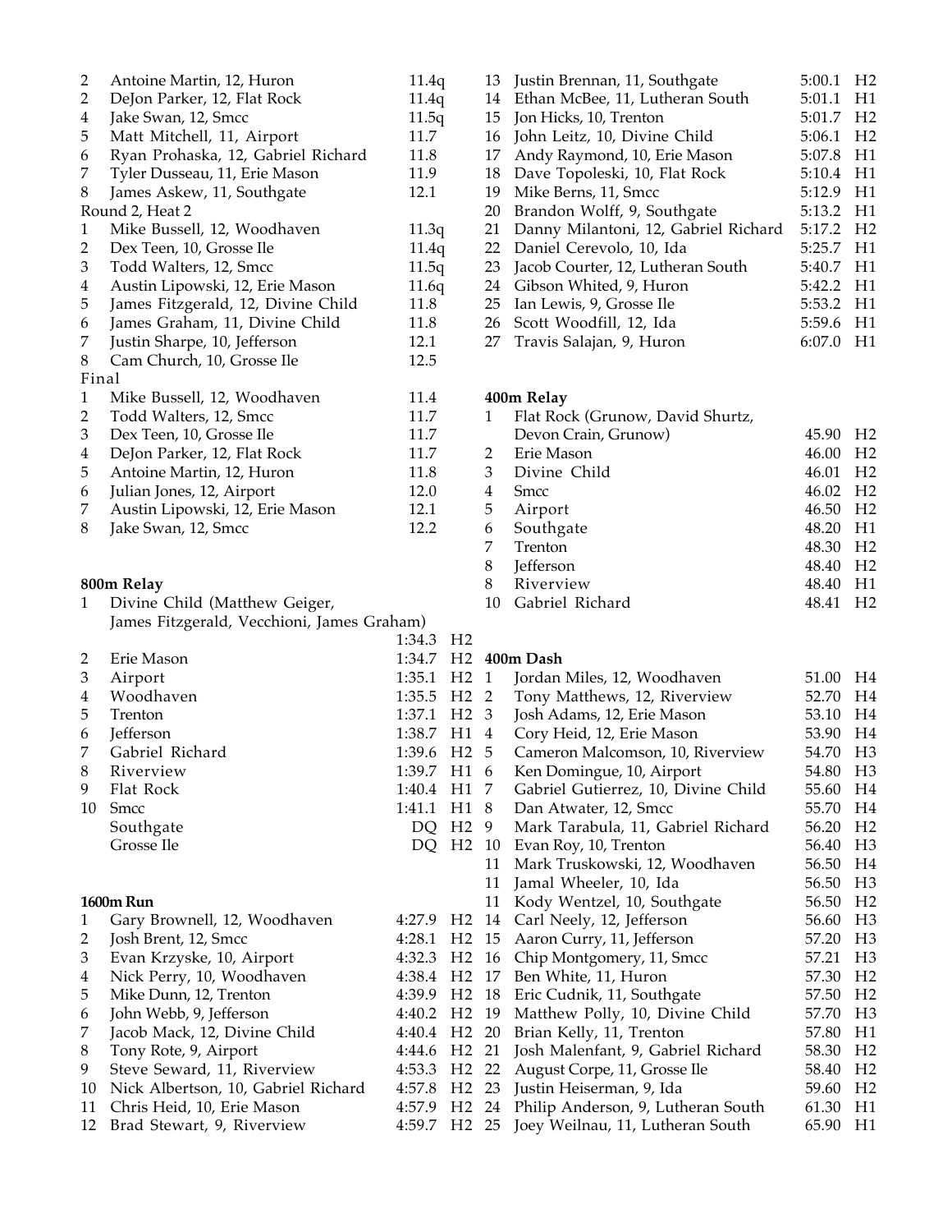| Place | Name | Mark |
|---|---|---|
| 2 | Antoine Martin, 12, Huron | 11.4q |
| 2 | DeJon Parker, 12, Flat Rock | 11.4q |
| 4 | Jake Swan, 12, Smcc | 11.5q |
| 5 | Matt Mitchell, 11, Airport | 11.7 |
| 6 | Ryan Prohaska, 12, Gabriel Richard | 11.8 |
| 7 | Tyler Dusseau, 11, Erie Mason | 11.9 |
| 8 | James Askew, 11, Southgate | 12.1 |

Round 2, Heat 2

| Place | Name | Mark |
|---|---|---|
| 1 | Mike Bussell, 12, Woodhaven | 11.3q |
| 2 | Dex Teen, 10, Grosse Ile | 11.4q |
| 3 | Todd Walters, 12, Smcc | 11.5q |
| 4 | Austin Lipowski, 12, Erie Mason | 11.6q |
| 5 | James Fitzgerald, 12, Divine Child | 11.8 |
| 6 | James Graham, 11, Divine Child | 11.8 |
| 7 | Justin Sharpe, 10, Jefferson | 12.1 |
| 8 | Cam Church, 10, Grosse Ile | 12.5 |

Final

| Place | Name | Mark |
|---|---|---|
| 1 | Mike Bussell, 12, Woodhaven | 11.4 |
| 2 | Todd Walters, 12, Smcc | 11.7 |
| 3 | Dex Teen, 10, Grosse Ile | 11.7 |
| 4 | DeJon Parker, 12, Flat Rock | 11.7 |
| 5 | Antoine Martin, 12, Huron | 11.8 |
| 6 | Julian Jones, 12, Airport | 12.0 |
| 7 | Austin Lipowski, 12, Erie Mason | 12.1 |
| 8 | Jake Swan, 12, Smcc | 12.2 |

**800m Relay**

| Place | Team | Mark | Heat |
|---|---|---|---|
| 1 | Divine Child (Matthew Geiger, James Fitzgerald, Vecchioni, James Graham) | 1:34.3 | H2 |
| 2 | Erie Mason | 1:34.7 | H2 |
| 3 | Airport | 1:35.1 | H2 |
| 4 | Woodhaven | 1:35.5 | H2 |
| 5 | Trenton | 1:37.1 | H2 |
| 6 | Jefferson | 1:38.7 | H1 |
| 7 | Gabriel Richard | 1:39.6 | H2 |
| 8 | Riverview | 1:39.7 | H1 |
| 9 | Flat Rock | 1:40.4 | H1 |
| 10 | Smcc | 1:41.1 | H1 |
| | Southgate | DQ | H2 |
| | Grosse Ile | DQ | H2 |

**1600m Run**

| Place | Name | Mark | Heat |
|---|---|---|---|
| 1 | Gary Brownell, 12, Woodhaven | 4:27.9 | H2 |
| 2 | Josh Brent, 12, Smcc | 4:28.1 | H2 |
| 3 | Evan Krzyske, 10, Airport | 4:32.3 | H2 |
| 4 | Nick Perry, 10, Woodhaven | 4:38.4 | H2 |
| 5 | Mike Dunn, 12, Trenton | 4:39.9 | H2 |
| 6 | John Webb, 9, Jefferson | 4:40.2 | H2 |
| 7 | Jacob Mack, 12, Divine Child | 4:40.4 | H2 |
| 8 | Tony Rote, 9, Airport | 4:44.6 | H2 |
| 9 | Steve Seward, 11, Riverview | 4:53.3 | H2 |
| 10 | Nick Albertson, 10, Gabriel Richard | 4:57.8 | H2 |
| 11 | Chris Heid, 10, Erie Mason | 4:57.9 | H2 |
| 12 | Brad Stewart, 9, Riverview | 4:59.7 | H2 |
| 13 | Justin Brennan, 11, Southgate | 5:00.1 | H2 |
| 14 | Ethan McBee, 11, Lutheran South | 5:01.1 | H1 |
| 15 | Jon Hicks, 10, Trenton | 5:01.7 | H2 |
| 16 | John Leitz, 10, Divine Child | 5:06.1 | H2 |
| 17 | Andy Raymond, 10, Erie Mason | 5:07.8 | H1 |
| 18 | Dave Topoleski, 10, Flat Rock | 5:10.4 | H1 |
| 19 | Mike Berns, 11, Smcc | 5:12.9 | H1 |
| 20 | Brandon Wolff, 9, Southgate | 5:13.2 | H1 |
| 21 | Danny Milantoni, 12, Gabriel Richard | 5:17.2 | H2 |
| 22 | Daniel Cerevolo, 10, Ida | 5:25.7 | H1 |
| 23 | Jacob Courter, 12, Lutheran South | 5:40.7 | H1 |
| 24 | Gibson Whited, 9, Huron | 5:42.2 | H1 |
| 25 | Ian Lewis, 9, Grosse Ile | 5:53.2 | H1 |
| 26 | Scott Woodfill, 12, Ida | 5:59.6 | H1 |
| 27 | Travis Salajan, 9, Huron | 6:07.0 | H1 |

**400m Relay**

| Place | Team | Mark | Heat |
|---|---|---|---|
| 1 | Flat Rock (Grunow, David Shurtz, Devon Crain, Grunow) | 45.90 | H2 |
| 2 | Erie Mason | 46.00 | H2 |
| 3 | Divine Child | 46.01 | H2 |
| 4 | Smcc | 46.02 | H2 |
| 5 | Airport | 46.50 | H2 |
| 6 | Southgate | 48.20 | H1 |
| 7 | Trenton | 48.30 | H2 |
| 8 | Jefferson | 48.40 | H2 |
| 8 | Riverview | 48.40 | H1 |
| 10 | Gabriel Richard | 48.41 | H2 |

**400m Dash**

| Place | Name | Mark | Heat |
|---|---|---|---|
| 1 | Jordan Miles, 12, Woodhaven | 51.00 | H4 |
| 2 | Tony Matthews, 12, Riverview | 52.70 | H4 |
| 3 | Josh Adams, 12, Erie Mason | 53.10 | H4 |
| 4 | Cory Heid, 12, Erie Mason | 53.90 | H4 |
| 5 | Cameron Malcomson, 10, Riverview | 54.70 | H3 |
| 6 | Ken Domingue, 10, Airport | 54.80 | H3 |
| 7 | Gabriel Gutierrez, 10, Divine Child | 55.60 | H4 |
| 8 | Dan Atwater, 12, Smcc | 55.70 | H4 |
| 9 | Mark Tarabula, 11, Gabriel Richard | 56.20 | H2 |
| 10 | Evan Roy, 10, Trenton | 56.40 | H3 |
| 11 | Mark Truskowski, 12, Woodhaven | 56.50 | H4 |
| 11 | Jamal Wheeler, 10, Ida | 56.50 | H3 |
| 11 | Kody Wentzel, 10, Southgate | 56.50 | H2 |
| 14 | Carl Neely, 12, Jefferson | 56.60 | H3 |
| 15 | Aaron Curry, 11, Jefferson | 57.20 | H3 |
| 16 | Chip Montgomery, 11, Smcc | 57.21 | H3 |
| 17 | Ben White, 11, Huron | 57.30 | H2 |
| 18 | Eric Cudnik, 11, Southgate | 57.50 | H2 |
| 19 | Matthew Polly, 10, Divine Child | 57.70 | H3 |
| 20 | Brian Kelly, 11, Trenton | 57.80 | H1 |
| 21 | Josh Malenfant, 9, Gabriel Richard | 58.30 | H2 |
| 22 | August Corpe, 11, Grosse Ile | 58.40 | H2 |
| 23 | Justin Heiserman, 9, Ida | 59.60 | H2 |
| 24 | Philip Anderson, 9, Lutheran South | 61.30 | H1 |
| 25 | Joey Weilnau, 11, Lutheran South | 65.90 | H1 |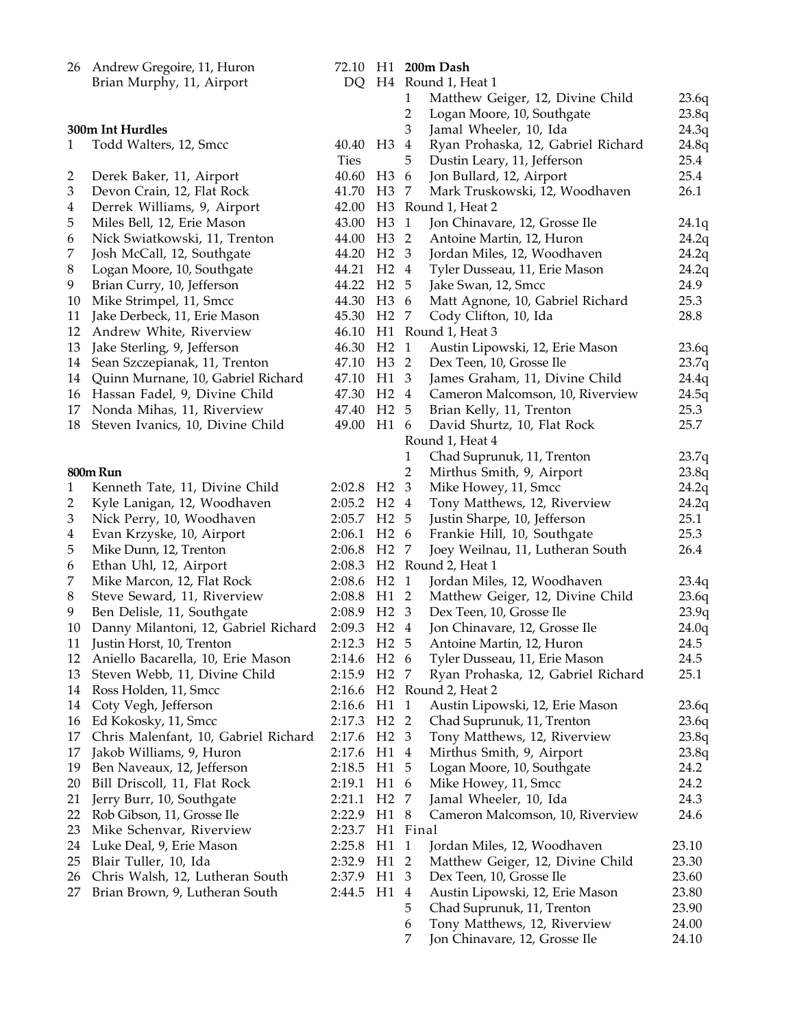| | | | |
|---|---|---|---|
| 26 | Andrew Gregoire, 11, Huron | 72.10 | H1 |
| | Brian Murphy, 11, Airport | DQ | H4 |

**300m Int Hurdles**

| | | | |
|---|---|---|---|
| 1 | Todd Walters, 12, Smcc | 40.40 Ties | H3 |
| 2 | Derek Baker, 11, Airport | 40.60 | H3 |
| 3 | Devon Crain, 12, Flat Rock | 41.70 | H3 |
| 4 | Derrek Williams, 9, Airport | 42.00 | H3 |
| 5 | Miles Bell, 12, Erie Mason | 43.00 | H3 |
| 6 | Nick Swiatkowski, 11, Trenton | 44.00 | H3 |
| 7 | Josh McCall, 12, Southgate | 44.20 | H2 |
| 8 | Logan Moore, 10, Southgate | 44.21 | H2 |
| 9 | Brian Curry, 10, Jefferson | 44.22 | H2 |
| 10 | Mike Strimpel, 11, Smcc | 44.30 | H3 |
| 11 | Jake Derbeck, 11, Erie Mason | 45.30 | H2 |
| 12 | Andrew White, Riverview | 46.10 | H1 |
| 13 | Jake Sterling, 9, Jefferson | 46.30 | H2 |
| 14 | Sean Szczepianak, 11, Trenton | 47.10 | H3 |
| 14 | Quinn Murnane, 10, Gabriel Richard | 47.10 | H1 |
| 16 | Hassan Fadel, 9, Divine Child | 47.30 | H2 |
| 17 | Nonda Mihas, 11, Riverview | 47.40 | H2 |
| 18 | Steven Ivanics, 10, Divine Child | 49.00 | H1 |

**800m Run**

| | | | |
|---|---|---|---|
| 1 | Kenneth Tate, 11, Divine Child | 2:02.8 | H2 |
| 2 | Kyle Lanigan, 12, Woodhaven | 2:05.2 | H2 |
| 3 | Nick Perry, 10, Woodhaven | 2:05.7 | H2 |
| 4 | Evan Krzyske, 10, Airport | 2:06.1 | H2 |
| 5 | Mike Dunn, 12, Trenton | 2:06.8 | H2 |
| 6 | Ethan Uhl, 12, Airport | 2:08.3 | H2 |
| 7 | Mike Marcon, 12, Flat Rock | 2:08.6 | H2 |
| 8 | Steve Seward, 11, Riverview | 2:08.8 | H1 |
| 9 | Ben Delisle, 11, Southgate | 2:08.9 | H2 |
| 10 | Danny Milantoni, 12, Gabriel Richard | 2:09.3 | H2 |
| 11 | Justin Horst, 10, Trenton | 2:12.3 | H2 |
| 12 | Aniello Bacarella, 10, Erie Mason | 2:14.6 | H2 |
| 13 | Steven Webb, 11, Divine Child | 2:15.9 | H2 |
| 14 | Ross Holden, 11, Smcc | 2:16.6 | H2 |
| 14 | Coty Vegh, Jefferson | 2:16.6 | H1 |
| 16 | Ed Kokosky, 11, Smcc | 2:17.3 | H2 |
| 17 | Chris Malenfant, 10, Gabriel Richard | 2:17.6 | H2 |
| 17 | Jakob Williams, 9, Huron | 2:17.6 | H1 |
| 19 | Ben Naveaux, 12, Jefferson | 2:18.5 | H1 |
| 20 | Bill Driscoll, 11, Flat Rock | 2:19.1 | H1 |
| 21 | Jerry Burr, 10, Southgate | 2:21.1 | H2 |
| 22 | Rob Gibson, 11, Grosse Ile | 2:22.9 | H1 |
| 23 | Mike Schenvar, Riverview | 2:23.7 | H1 |
| 24 | Luke Deal, 9, Erie Mason | 2:25.8 | H1 |
| 25 | Blair Tuller, 10, Ida | 2:32.9 | H1 |
| 26 | Chris Walsh, 12, Lutheran South | 2:37.9 | H1 |
| 27 | Brian Brown, 9, Lutheran South | 2:44.5 | H1 |

**200m Dash**

Round 1, Heat 1

| | | |
|---|---|---|
| 1 | Matthew Geiger, 12, Divine Child | 23.6q |
| 2 | Logan Moore, 10, Southgate | 23.8q |
| 3 | Jamal Wheeler, 10, Ida | 24.3q |
| 4 | Ryan Prohaska, 12, Gabriel Richard | 24.8q |
| 5 | Dustin Leary, 11, Jefferson | 25.4 |
| 6 | Jon Bullard, 12, Airport | 25.4 |
| 7 | Mark Truskowski, 12, Woodhaven | 26.1 |

Round 1, Heat 2

| | | |
|---|---|---|
| 1 | Jon Chinavare, 12, Grosse Ile | 24.1q |
| 2 | Antoine Martin, 12, Huron | 24.2q |
| 3 | Jordan Miles, 12, Woodhaven | 24.2q |
| 4 | Tyler Dusseau, 11, Erie Mason | 24.2q |
| 5 | Jake Swan, 12, Smcc | 24.9 |
| 6 | Matt Agnone, 10, Gabriel Richard | 25.3 |
| 7 | Cody Clifton, 10, Ida | 28.8 |

Round 1, Heat 3

| | | |
|---|---|---|
| 1 | Austin Lipowski, 12, Erie Mason | 23.6q |
| 2 | Dex Teen, 10, Grosse Ile | 23.7q |
| 3 | James Graham, 11, Divine Child | 24.4q |
| 4 | Cameron Malcomson, 10, Riverview | 24.5q |
| 5 | Brian Kelly, 11, Trenton | 25.3 |
| 6 | David Shurtz, 10, Flat Rock | 25.7 |

Round 1, Heat 4

| | | |
|---|---|---|
| 1 | Chad Suprunuk, 11, Trenton | 23.7q |
| 2 | Mirthus Smith, 9, Airport | 23.8q |
| 3 | Mike Howey, 11, Smcc | 24.2q |
| 4 | Tony Matthews, 12, Riverview | 24.2q |
| 5 | Justin Sharpe, 10, Jefferson | 25.1 |
| 6 | Frankie Hill, 10, Southgate | 25.3 |
| 7 | Joey Weilnau, 11, Lutheran South | 26.4 |

Round 2, Heat 1

| | | |
|---|---|---|
| 1 | Jordan Miles, 12, Woodhaven | 23.4q |
| 2 | Matthew Geiger, 12, Divine Child | 23.6q |
| 3 | Dex Teen, 10, Grosse Ile | 23.9q |
| 4 | Jon Chinavare, 12, Grosse Ile | 24.0q |
| 5 | Antoine Martin, 12, Huron | 24.5 |
| 6 | Tyler Dusseau, 11, Erie Mason | 24.5 |
| 7 | Ryan Prohaska, 12, Gabriel Richard | 25.1 |

Round 2, Heat 2

| | | |
|---|---|---|
| 1 | Austin Lipowski, 12, Erie Mason | 23.6q |
| 2 | Chad Suprunuk, 11, Trenton | 23.6q |
| 3 | Tony Matthews, 12, Riverview | 23.8q |
| 4 | Mirthus Smith, 9, Airport | 23.8q |
| 5 | Logan Moore, 10, Southgate | 24.2 |
| 6 | Mike Howey, 11, Smcc | 24.2 |
| 7 | Jamal Wheeler, 10, Ida | 24.3 |
| 8 | Cameron Malcomson, 10, Riverview | 24.6 |

Final

| | | |
|---|---|---|
| 1 | Jordan Miles, 12, Woodhaven | 23.10 |
| 2 | Matthew Geiger, 12, Divine Child | 23.30 |
| 3 | Dex Teen, 10, Grosse Ile | 23.60 |
| 4 | Austin Lipowski, 12, Erie Mason | 23.80 |
| 5 | Chad Suprunuk, 11, Trenton | 23.90 |
| 6 | Tony Matthews, 12, Riverview | 24.00 |
| 7 | Jon Chinavare, 12, Grosse Ile | 24.10 |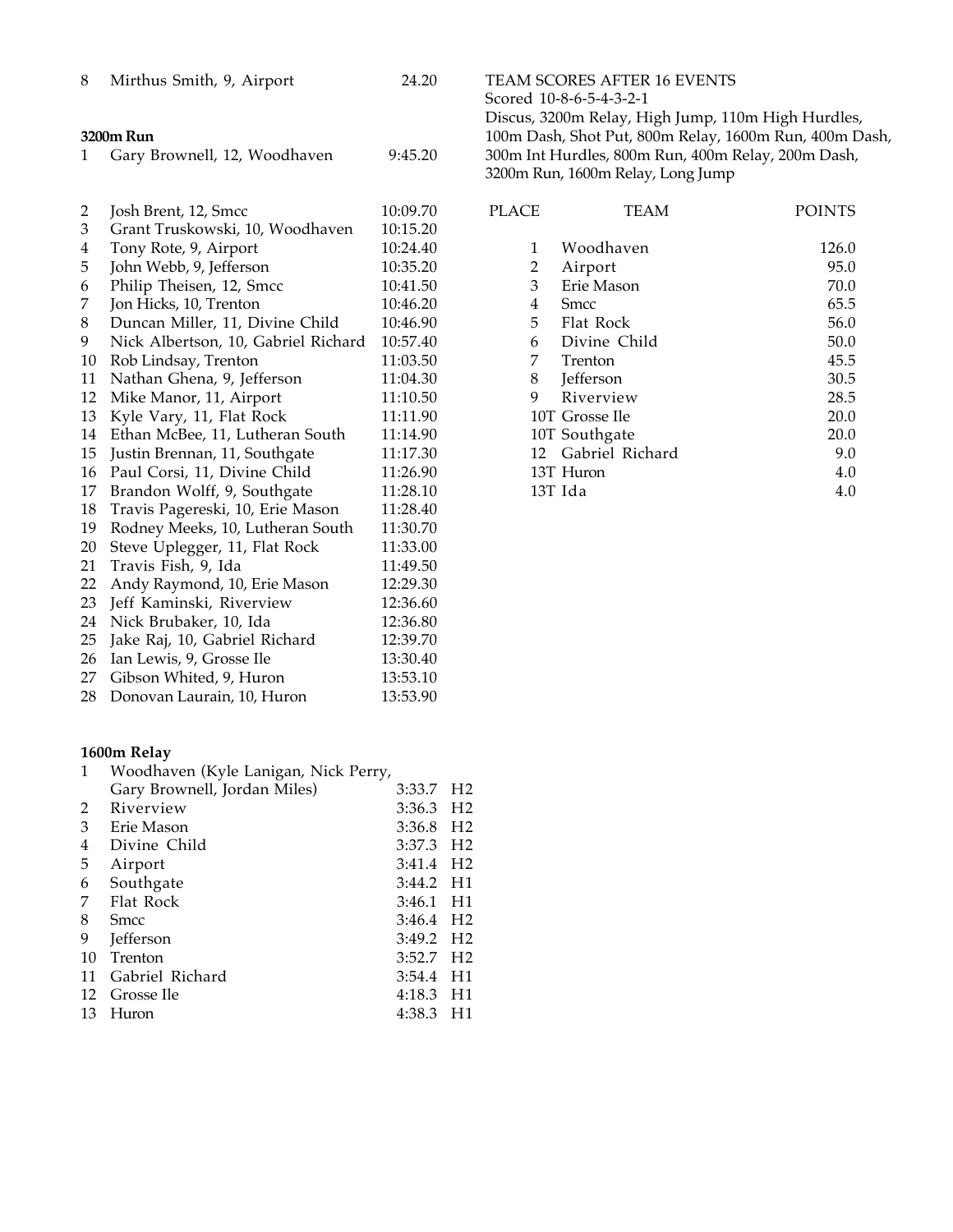| | | |
|---|---|---|
| 8 | Mirthus Smith, 9, Airport | 24.20 |

**3200m Run**

| | | |
|---|---|---|
| 1 | Gary Brownell, 12, Woodhaven | 9:45.20 |
| 2 | Josh Brent, 12, Smcc | 10:09.70 |
| 3 | Grant Truskowski, 10, Woodhaven | 10:15.20 |
| 4 | Tony Rote, 9, Airport | 10:24.40 |
| 5 | John Webb, 9, Jefferson | 10:35.20 |
| 6 | Philip Theisen, 12, Smcc | 10:41.50 |
| 7 | Jon Hicks, 10, Trenton | 10:46.20 |
| 8 | Duncan Miller, 11, Divine Child | 10:46.90 |
| 9 | Nick Albertson, 10, Gabriel Richard | 10:57.40 |
| 10 | Rob Lindsay, Trenton | 11:03.50 |
| 11 | Nathan Ghena, 9, Jefferson | 11:04.30 |
| 12 | Mike Manor, 11, Airport | 11:10.50 |
| 13 | Kyle Vary, 11, Flat Rock | 11:11.90 |
| 14 | Ethan McBee, 11, Lutheran South | 11:14.90 |
| 15 | Justin Brennan, 11, Southgate | 11:17.30 |
| 16 | Paul Corsi, 11, Divine Child | 11:26.90 |
| 17 | Brandon Wolff, 9, Southgate | 11:28.10 |
| 18 | Travis Pagereski, 10, Erie Mason | 11:28.40 |
| 19 | Rodney Meeks, 10, Lutheran South | 11:30.70 |
| 20 | Steve Uplegger, 11, Flat Rock | 11:33.00 |
| 21 | Travis Fish, 9, Ida | 11:49.50 |
| 22 | Andy Raymond, 10, Erie Mason | 12:29.30 |
| 23 | Jeff Kaminski, Riverview | 12:36.60 |
| 24 | Nick Brubaker, 10, Ida | 12:36.80 |
| 25 | Jake Raj, 10, Gabriel Richard | 12:39.70 |
| 26 | Ian Lewis, 9, Grosse Ile | 13:30.40 |
| 27 | Gibson Whited, 9, Huron | 13:53.10 |
| 28 | Donovan Laurain, 10, Huron | 13:53.90 |

**1600m Relay**

| | | | |
|---|---|---|---|
| 1 | Woodhaven (Kyle Lanigan, Nick Perry, Gary Brownell, Jordan Miles) | 3:33.7 | H2 |
| 2 | Riverview | 3:36.3 | H2 |
| 3 | Erie Mason | 3:36.8 | H2 |
| 4 | Divine Child | 3:37.3 | H2 |
| 5 | Airport | 3:41.4 | H2 |
| 6 | Southgate | 3:44.2 | H1 |
| 7 | Flat Rock | 3:46.1 | H1 |
| 8 | Smcc | 3:46.4 | H2 |
| 9 | Jefferson | 3:49.2 | H2 |
| 10 | Trenton | 3:52.7 | H2 |
| 11 | Gabriel Richard | 3:54.4 | H1 |
| 12 | Grosse Ile | 4:18.3 | H1 |
| 13 | Huron | 4:38.3 | H1 |

TEAM SCORES AFTER 16 EVENTS
Scored 10-8-6-5-4-3-2-1
Discus, 3200m Relay, High Jump, 110m High Hurdles, 100m Dash, Shot Put, 800m Relay, 1600m Run, 400m Dash, 300m Int Hurdles, 800m Run, 400m Relay, 200m Dash, 3200m Run, 1600m Relay, Long Jump

| PLACE | TEAM | POINTS |
|---|---|---|
| 1 | Woodhaven | 126.0 |
| 2 | Airport | 95.0 |
| 3 | Erie Mason | 70.0 |
| 4 | Smcc | 65.5 |
| 5 | Flat Rock | 56.0 |
| 6 | Divine Child | 50.0 |
| 7 | Trenton | 45.5 |
| 8 | Jefferson | 30.5 |
| 9 | Riverview | 28.5 |
| 10T | Grosse Ile | 20.0 |
| 10T | Southgate | 20.0 |
| 12 | Gabriel Richard | 9.0 |
| 13T | Huron | 4.0 |
| 13T | Ida | 4.0 |